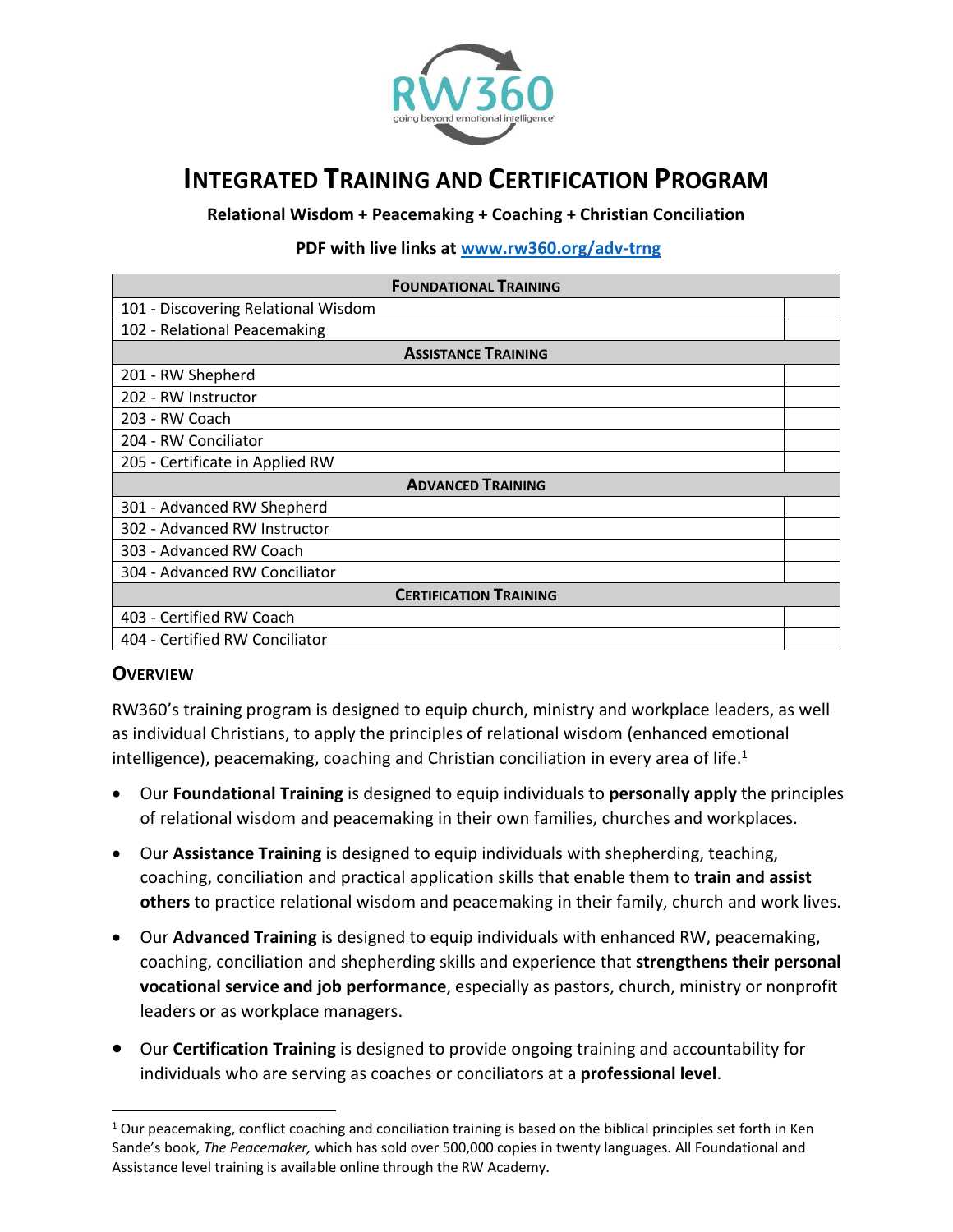# Integrated Training and Certification Program

**Relational Wisdom + Peacemaking + Coaching + Christian Conciliation**

**PDF with live links at [www.rw360.org/adv-trng](http://www.rw360.org/adv-trng)**

| Foundational Training | |
|---|---|
| 101 - Discovering Relational Wisdom | |
| 102 - Relational Peacemaking | |
| **Assistance Training** | |
| 201 - RW Shepherd | |
| 202 - RW Instructor | |
| 203 - RW Coach | |
| 204 - RW Conciliator | |
| 205 - Certificate in Applied RW | |
| **Advanced Training** | |
| 301 - Advanced RW Shepherd | |
| 302 - Advanced RW Instructor | |
| 303 - Advanced RW Coach | |
| 304 - Advanced RW Conciliator | |
| **Certification Training** | |
| 403 - Certified RW Coach | |
| 404 - Certified RW Conciliator | |

## Overview

RW360's training program is designed to equip church, ministry and workplace leaders, as well as individual Christians, to apply the principles of relational wisdom (enhanced emotional intelligence), peacemaking, coaching and Christian conciliation in every area of life.[1]

- Our **Foundational Training** is designed to equip individuals to **personally apply** the principles of relational wisdom and peacemaking in their own families, churches and workplaces.
- Our **Assistance Training** is designed to equip individuals with shepherding, teaching, coaching, conciliation and practical application skills that enable them to **train and assist others** to practice relational wisdom and peacemaking in their family, church and work lives.
- Our **Advanced Training** is designed to equip individuals with enhanced RW, peacemaking, coaching, conciliation and shepherding skills and experience that **strengthens their personal vocational service and job performance**, especially as pastors, church, ministry or nonprofit leaders or as workplace managers.
- Our **Certification Training** is designed to provide ongoing training and accountability for individuals who are serving as coaches or conciliators at a **professional level**.

---

[1] Our peacemaking, conflict coaching and conciliation training is based on the biblical principles set forth in Ken Sande's book, *The Peacemaker,* which has sold over 500,000 copies in twenty languages. All Foundational and Assistance level training is available online through the RW Academy.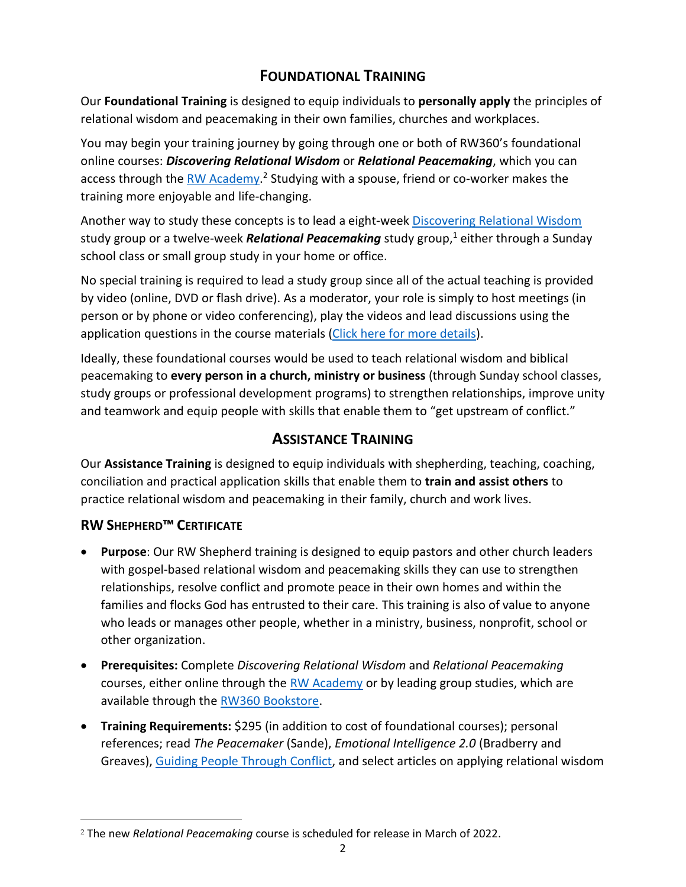## FOUNDATIONAL TRAINING

Our **Foundational Training** is designed to equip individuals to **personally apply** the principles of relational wisdom and peacemaking in their own families, churches and workplaces.

You may begin your training journey by going through one or both of RW360's foundational online courses: ***Discovering Relational Wisdom*** or ***Relational Peacemaking***, which you can access through the RW Academy.[2] Studying with a spouse, friend or co-worker makes the training more enjoyable and life-changing.

Another way to study these concepts is to lead a eight-week Discovering Relational Wisdom study group or a twelve-week ***Relational Peacemaking*** study group,[1] either through a Sunday school class or small group study in your home or office.

No special training is required to lead a study group since all of the actual teaching is provided by video (online, DVD or flash drive). As a moderator, your role is simply to host meetings (in person or by phone or video conferencing), play the videos and lead discussions using the application questions in the course materials (Click here for more details).

Ideally, these foundational courses would be used to teach relational wisdom and biblical peacemaking to **every person in a church, ministry or business** (through Sunday school classes, study groups or professional development programs) to strengthen relationships, improve unity and teamwork and equip people with skills that enable them to "get upstream of conflict."

## ASSISTANCE TRAINING

Our **Assistance Training** is designed to equip individuals with shepherding, teaching, coaching, conciliation and practical application skills that enable them to **train and assist others** to practice relational wisdom and peacemaking in their family, church and work lives.

### RW SHEPHERD™ CERTIFICATE

- **Purpose**: Our RW Shepherd training is designed to equip pastors and other church leaders with gospel-based relational wisdom and peacemaking skills they can use to strengthen relationships, resolve conflict and promote peace in their own homes and within the families and flocks God has entrusted to their care. This training is also of value to anyone who leads or manages other people, whether in a ministry, business, nonprofit, school or other organization.
- **Prerequisites:** Complete *Discovering Relational Wisdom* and *Relational Peacemaking* courses, either online through the RW Academy or by leading group studies, which are available through the RW360 Bookstore.
- **Training Requirements:** $295 (in addition to cost of foundational courses); personal references; read *The Peacemaker* (Sande), *Emotional Intelligence 2.0* (Bradberry and Greaves), Guiding People Through Conflict, and select articles on applying relational wisdom

[2] The new *Relational Peacemaking* course is scheduled for release in March of 2022.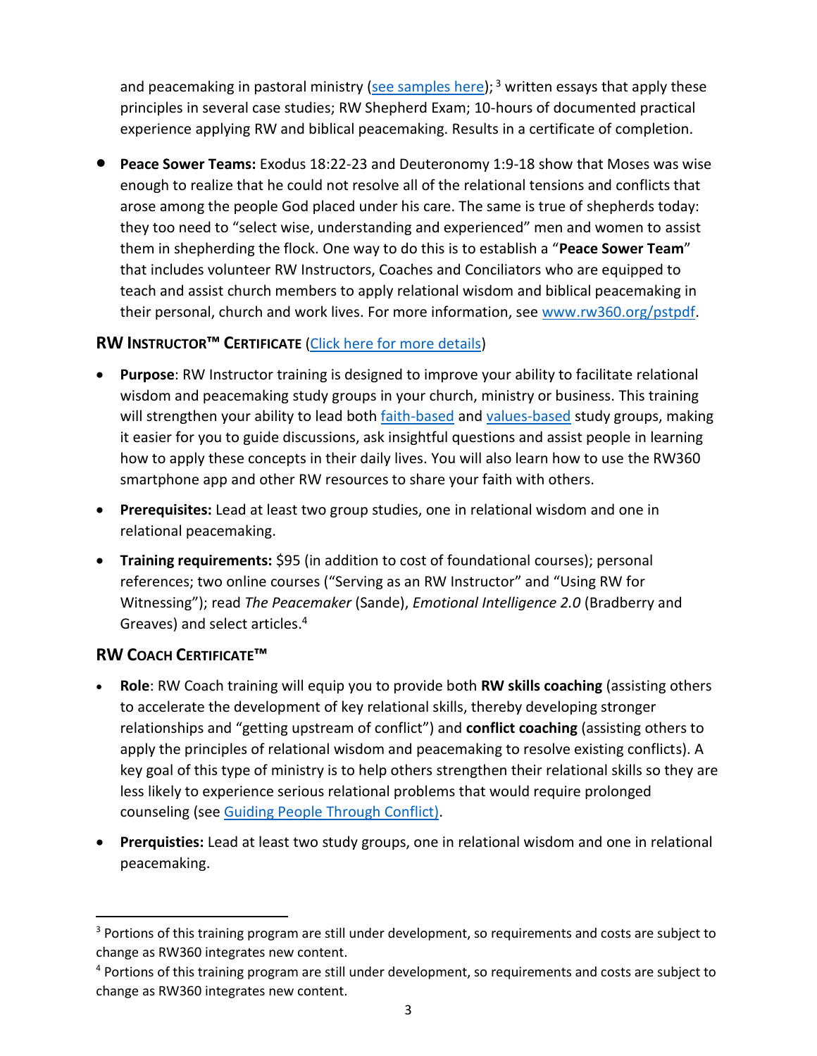and peacemaking in pastoral ministry (see samples here); [3] written essays that apply these principles in several case studies; RW Shepherd Exam; 10-hours of documented practical experience applying RW and biblical peacemaking. Results in a certificate of completion.

- **Peace Sower Teams:** Exodus 18:22-23 and Deuteronomy 1:9-18 show that Moses was wise enough to realize that he could not resolve all of the relational tensions and conflicts that arose among the people God placed under his care. The same is true of shepherds today: they too need to "select wise, understanding and experienced" men and women to assist them in shepherding the flock. One way to do this is to establish a "**Peace Sower Team**" that includes volunteer RW Instructors, Coaches and Conciliators who are equipped to teach and assist church members to apply relational wisdom and biblical peacemaking in their personal, church and work lives. For more information, see www.rw360.org/pstpdf.

### RW Instructor™ Certificate (Click here for more details)

- **Purpose**: RW Instructor training is designed to improve your ability to facilitate relational wisdom and peacemaking study groups in your church, ministry or business. This training will strengthen your ability to lead both faith-based and values-based study groups, making it easier for you to guide discussions, ask insightful questions and assist people in learning how to apply these concepts in their daily lives. You will also learn how to use the RW360 smartphone app and other RW resources to share your faith with others.
- **Prerequisites:** Lead at least two group studies, one in relational wisdom and one in relational peacemaking.
- **Training requirements:** $95 (in addition to cost of foundational courses); personal references; two online courses ("Serving as an RW Instructor" and "Using RW for Witnessing"); read *The Peacemaker* (Sande), *Emotional Intelligence 2.0* (Bradberry and Greaves) and select articles.[4]

### RW Coach Certificate™

- **Role**: RW Coach training will equip you to provide both **RW skills coaching** (assisting others to accelerate the development of key relational skills, thereby developing stronger relationships and "getting upstream of conflict") and **conflict coaching** (assisting others to apply the principles of relational wisdom and peacemaking to resolve existing conflicts). A key goal of this type of ministry is to help others strengthen their relational skills so they are less likely to experience serious relational problems that would require prolonged counseling (see Guiding People Through Conflict).
- **Prerquisties:** Lead at least two study groups, one in relational wisdom and one in relational peacemaking.

---

[3] Portions of this training program are still under development, so requirements and costs are subject to change as RW360 integrates new content.

[4] Portions of this training program are still under development, so requirements and costs are subject to change as RW360 integrates new content.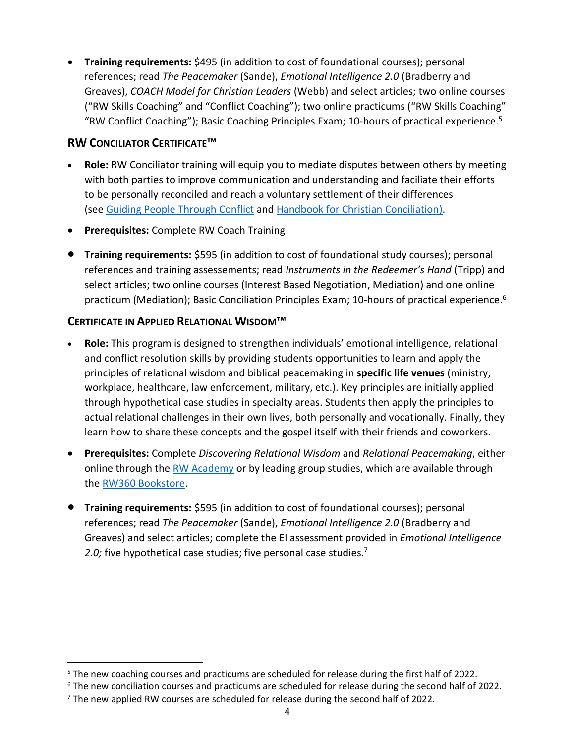- **Training requirements:** $495 (in addition to cost of foundational courses); personal references; read *The Peacemaker* (Sande), *Emotional Intelligence 2.0* (Bradberry and Greaves), *COACH Model for Christian Leaders* (Webb) and select articles; two online courses ("RW Skills Coaching" and "Conflict Coaching"); two online practicums ("RW Skills Coaching" "RW Conflict Coaching"); Basic Coaching Principles Exam; 10-hours of practical experience.[5]

### RW Conciliator Certificate™

- **Role:** RW Conciliator training will equip you to mediate disputes between others by meeting with both parties to improve communication and understanding and faciliate their efforts to be personally reconciled and reach a voluntary settlement of their differences (see [Guiding People Through Conflict]() and [Handbook for Christian Conciliation)]().
- **Prerequisites:** Complete RW Coach Training
- **Training requirements:** $595 (in addition to cost of foundational study courses); personal references and training assessements; read *Instruments in the Redeemer's Hand* (Tripp) and select articles; two online courses (Interest Based Negotiation, Mediation) and one online practicum (Mediation); Basic Conciliation Principles Exam; 10-hours of practical experience.[6]

### Certificate in Applied Relational Wisdom™

- **Role:** This program is designed to strengthen individuals' emotional intelligence, relational and conflict resolution skills by providing students opportunities to learn and apply the principles of relational wisdom and biblical peacemaking in **specific life venues** (ministry, workplace, healthcare, law enforcement, military, etc.). Key principles are initially applied through hypothetical case studies in specialty areas. Students then apply the principles to actual relational challenges in their own lives, both personally and vocationally. Finally, they learn how to share these concepts and the gospel itself with their friends and coworkers.
- **Prerequisites:** Complete *Discovering Relational Wisdom* and *Relational Peacemaking*, either online through the [RW Academy]() or by leading group studies, which are available through the [RW360 Bookstore]().
- **Training requirements:** $595 (in addition to cost of foundational courses); personal references; read *The Peacemaker* (Sande), *Emotional Intelligence 2.0* (Bradberry and Greaves) and select articles; complete the EI assessment provided in *Emotional Intelligence 2.0;* five hypothetical case studies; five personal case studies.[7]

---

[5] The new coaching courses and practicums are scheduled for release during the first half of 2022.

[6] The new conciliation courses and practicums are scheduled for release during the second half of 2022.

[7] The new applied RW courses are scheduled for release during the second half of 2022.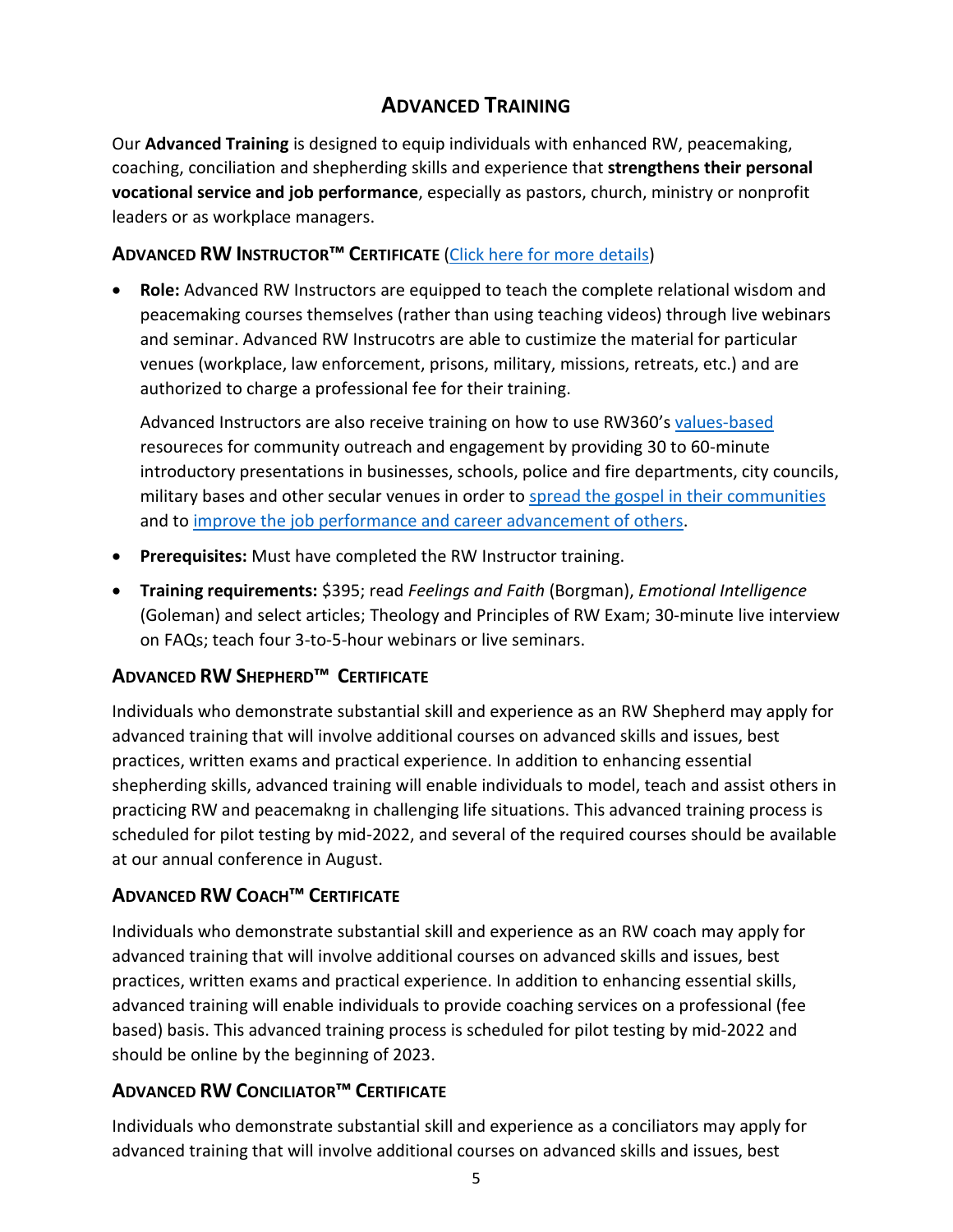## Advanced Training

Our **Advanced Training** is designed to equip individuals with enhanced RW, peacemaking, coaching, conciliation and shepherding skills and experience that **strengthens their personal vocational service and job performance**, especially as pastors, church, ministry or nonprofit leaders or as workplace managers.

### Advanced RW Instructor™ Certificate (Click here for more details)

- **Role:** Advanced RW Instructors are equipped to teach the complete relational wisdom and peacemaking courses themselves (rather than using teaching videos) through live webinars and seminar. Advanced RW Instrucotrs are able to custimize the material for particular venues (workplace, law enforcement, prisons, military, missions, retreats, etc.) and are authorized to charge a professional fee for their training.

  Advanced Instructors are also receive training on how to use RW360's values-based resoureces for community outreach and engagement by providing 30 to 60-minute introductory presentations in businesses, schools, police and fire departments, city councils, military bases and other secular venues in order to spread the gospel in their communities and to improve the job performance and career advancement of others.

- **Prerequisites:** Must have completed the RW Instructor training.
- **Training requirements:** \$395; read *Feelings and Faith* (Borgman), *Emotional Intelligence* (Goleman) and select articles; Theology and Principles of RW Exam; 30-minute live interview on FAQs; teach four 3-to-5-hour webinars or live seminars.

### Advanced RW Shepherd™ Certificate

Individuals who demonstrate substantial skill and experience as an RW Shepherd may apply for advanced training that will involve additional courses on advanced skills and issues, best practices, written exams and practical experience. In addition to enhancing essential shepherding skills, advanced training will enable individuals to model, teach and assist others in practicing RW and peacemakng in challenging life situations. This advanced training process is scheduled for pilot testing by mid-2022, and several of the required courses should be available at our annual conference in August.

### Advanced RW Coach™ Certificate

Individuals who demonstrate substantial skill and experience as an RW coach may apply for advanced training that will involve additional courses on advanced skills and issues, best practices, written exams and practical experience. In addition to enhancing essential skills, advanced training will enable individuals to provide coaching services on a professional (fee based) basis. This advanced training process is scheduled for pilot testing by mid-2022 and should be online by the beginning of 2023.

### Advanced RW Conciliator™ Certificate

Individuals who demonstrate substantial skill and experience as a conciliators may apply for advanced training that will involve additional courses on advanced skills and issues, best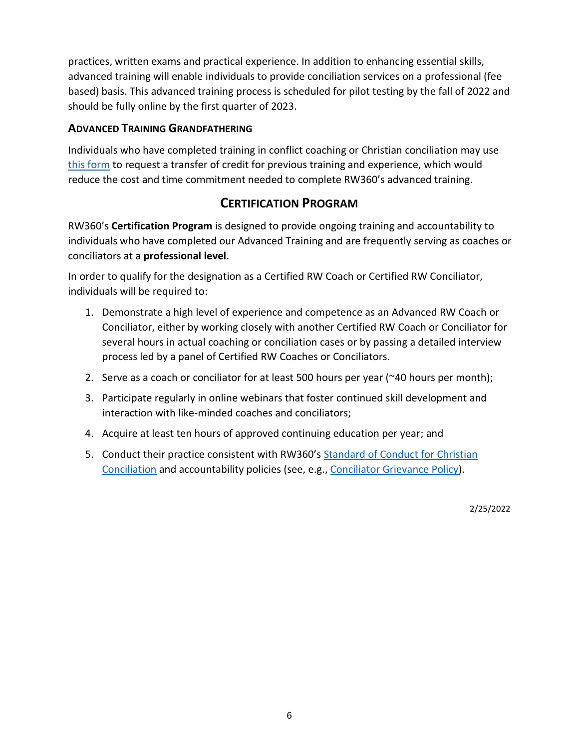practices, written exams and practical experience. In addition to enhancing essential skills, advanced training will enable individuals to provide conciliation services on a professional (fee based) basis. This advanced training process is scheduled for pilot testing by the fall of 2022 and should be fully online by the first quarter of 2023.

### ADVANCED TRAINING GRANDFATHERING

Individuals who have completed training in conflict coaching or Christian conciliation may use [this form]() to request a transfer of credit for previous training and experience, which would reduce the cost and time commitment needed to complete RW360's advanced training.

## CERTIFICATION PROGRAM

RW360's **Certification Program** is designed to provide ongoing training and accountability to individuals who have completed our Advanced Training and are frequently serving as coaches or conciliators at a **professional level**.

In order to qualify for the designation as a Certified RW Coach or Certified RW Conciliator, individuals will be required to:

1. Demonstrate a high level of experience and competence as an Advanced RW Coach or Conciliator, either by working closely with another Certified RW Coach or Conciliator for several hours in actual coaching or conciliation cases or by passing a detailed interview process led by a panel of Certified RW Coaches or Conciliators.
2. Serve as a coach or conciliator for at least 500 hours per year (~40 hours per month);
3. Participate regularly in online webinars that foster continued skill development and interaction with like-minded coaches and conciliators;
4. Acquire at least ten hours of approved continuing education per year; and
5. Conduct their practice consistent with RW360's [Standard of Conduct for Christian Conciliation]() and accountability policies (see, e.g., [Conciliator Grievance Policy]()).

2/25/2022